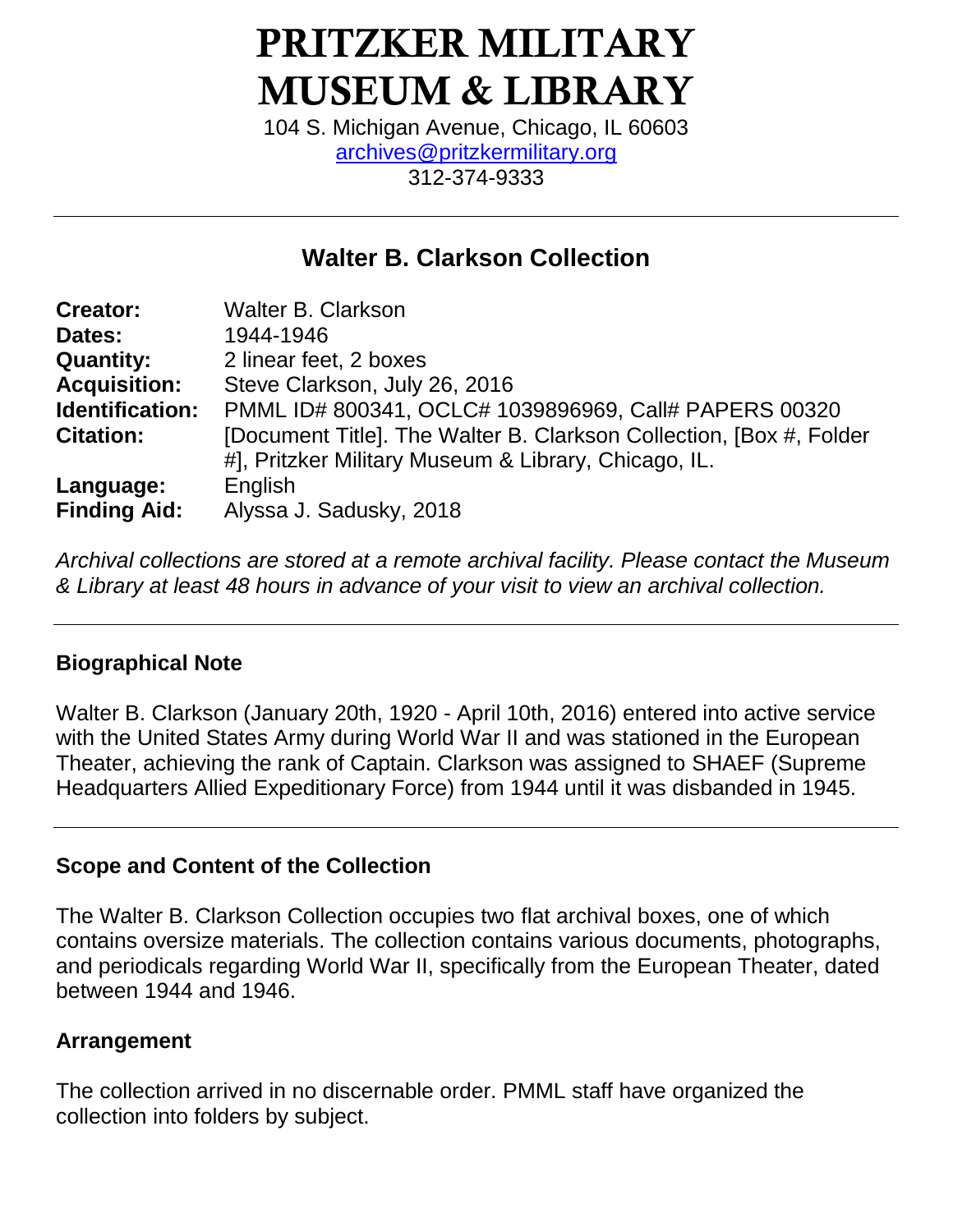# PRITZKER MILITARY MUSEUM & LIBRARY

104 S. Michigan Avenue, Chicago, IL 60603
archives@pritzkermilitary.org
312-374-9333

---

## Walter B. Clarkson Collection

| | |
|---|---|
| **Creator:** | Walter B. Clarkson |
| **Dates:** | 1944-1946 |
| **Quantity:** | 2 linear feet, 2 boxes |
| **Acquisition:** | Steve Clarkson, July 26, 2016 |
| **Identification:** | PMML ID# 800341, OCLC# 1039896969, Call# PAPERS 00320 |
| **Citation:** | [Document Title]. The Walter B. Clarkson Collection, [Box #, Folder #], Pritzker Military Museum & Library, Chicago, IL. |
| **Language:** | English |
| **Finding Aid:** | Alyssa J. Sadusky, 2018 |

*Archival collections are stored at a remote archival facility. Please contact the Museum & Library at least 48 hours in advance of your visit to view an archival collection.*

---

### Biographical Note

Walter B. Clarkson (January 20th, 1920 - April 10th, 2016) entered into active service with the United States Army during World War II and was stationed in the European Theater, achieving the rank of Captain. Clarkson was assigned to SHAEF (Supreme Headquarters Allied Expeditionary Force) from 1944 until it was disbanded in 1945.

---

### Scope and Content of the Collection

The Walter B. Clarkson Collection occupies two flat archival boxes, one of which contains oversize materials. The collection contains various documents, photographs, and periodicals regarding World War II, specifically from the European Theater, dated between 1944 and 1946.

### Arrangement

The collection arrived in no discernable order. PMML staff have organized the collection into folders by subject.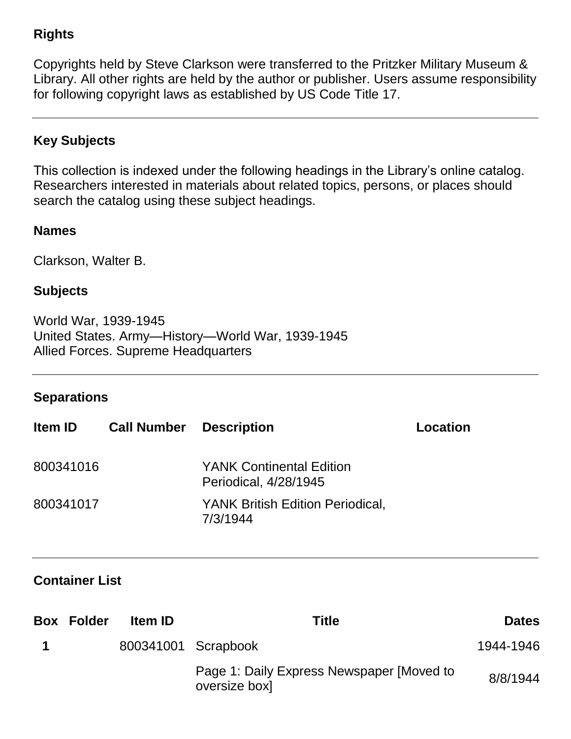## Rights

Copyrights held by Steve Clarkson were transferred to the Pritzker Military Museum & Library. All other rights are held by the author or publisher. Users assume responsibility for following copyright laws as established by US Code Title 17.

## Key Subjects

This collection is indexed under the following headings in the Library's online catalog. Researchers interested in materials about related topics, persons, or places should search the catalog using these subject headings.

### Names

Clarkson, Walter B.

### Subjects

World War, 1939-1945
United States. Army—History—World War, 1939-1945
Allied Forces. Supreme Headquarters

## Separations

| Item ID | Call Number | Description | Location |
|---|---|---|---|
| 800341016 | | YANK Continental Edition Periodical, 4/28/1945 | |
| 800341017 | | YANK British Edition Periodical, 7/3/1944 | |

## Container List

| Box | Folder | Item ID | Title | Dates |
|---|---|---|---|---|
| 1 | | 800341001 | Scrapbook | 1944-1946 |
| | | | Page 1: Daily Express Newspaper [Moved to oversize box] | 8/8/1944 |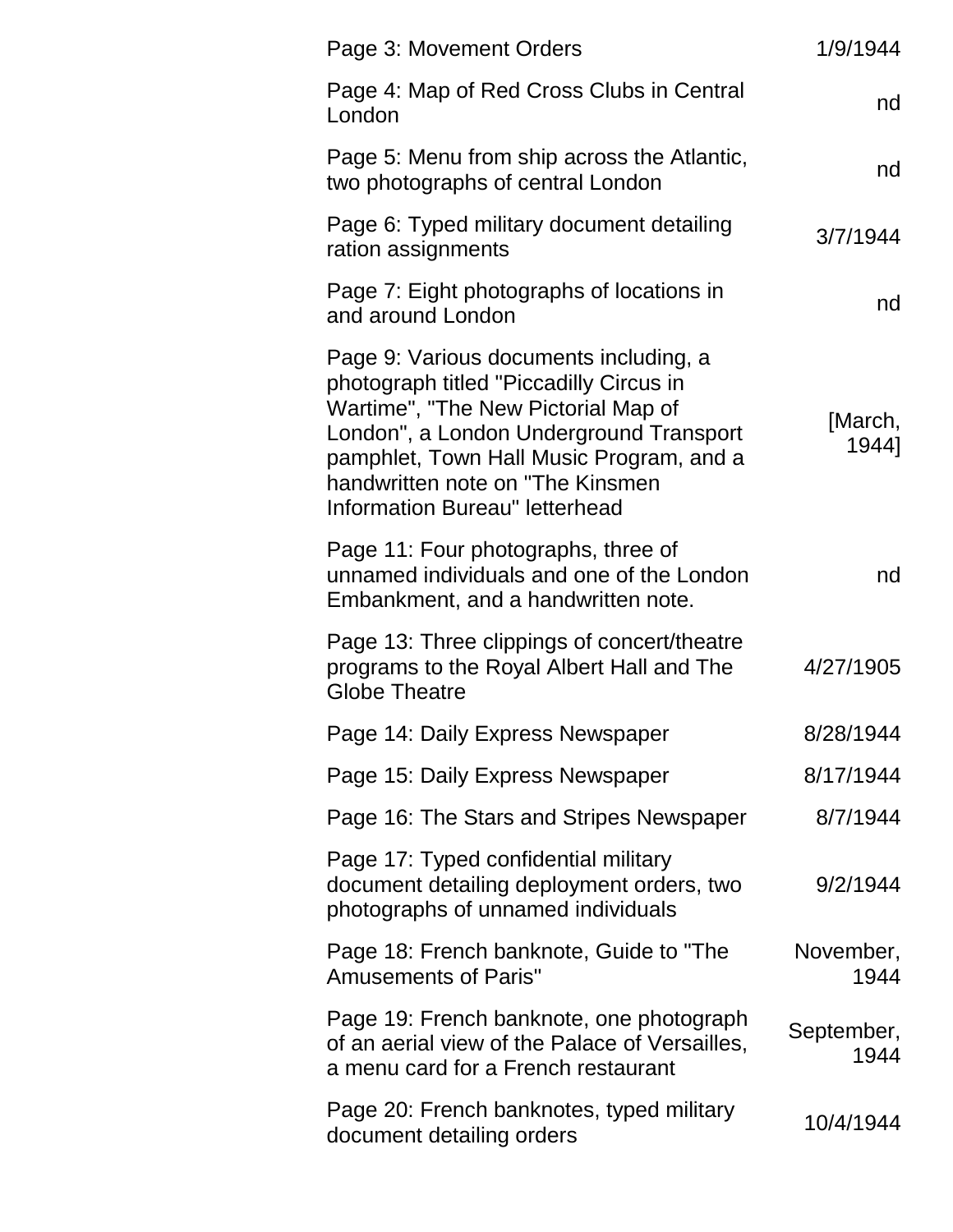| | |
|---|---|
| Page 3: Movement Orders | 1/9/1944 |
| Page 4: Map of Red Cross Clubs in Central London | nd |
| Page 5: Menu from ship across the Atlantic, two photographs of central London | nd |
| Page 6: Typed military document detailing ration assignments | 3/7/1944 |
| Page 7: Eight photographs of locations in and around London | nd |
| Page 9: Various documents including, a photograph titled "Piccadilly Circus in Wartime", "The New Pictorial Map of London", a London Underground Transport pamphlet, Town Hall Music Program, and a handwritten note on "The Kinsmen Information Bureau" letterhead | [March, 1944] |
| Page 11: Four photographs, three of unnamed individuals and one of the London Embankment, and a handwritten note. | nd |
| Page 13: Three clippings of concert/theatre programs to the Royal Albert Hall and The Globe Theatre | 4/27/1905 |
| Page 14: Daily Express Newspaper | 8/28/1944 |
| Page 15: Daily Express Newspaper | 8/17/1944 |
| Page 16: The Stars and Stripes Newspaper | 8/7/1944 |
| Page 17: Typed confidential military document detailing deployment orders, two photographs of unnamed individuals | 9/2/1944 |
| Page 18: French banknote, Guide to "The Amusements of Paris" | November, 1944 |
| Page 19: French banknote, one photograph of an aerial view of the Palace of Versailles, a menu card for a French restaurant | September, 1944 |
| Page 20: French banknotes, typed military document detailing orders | 10/4/1944 |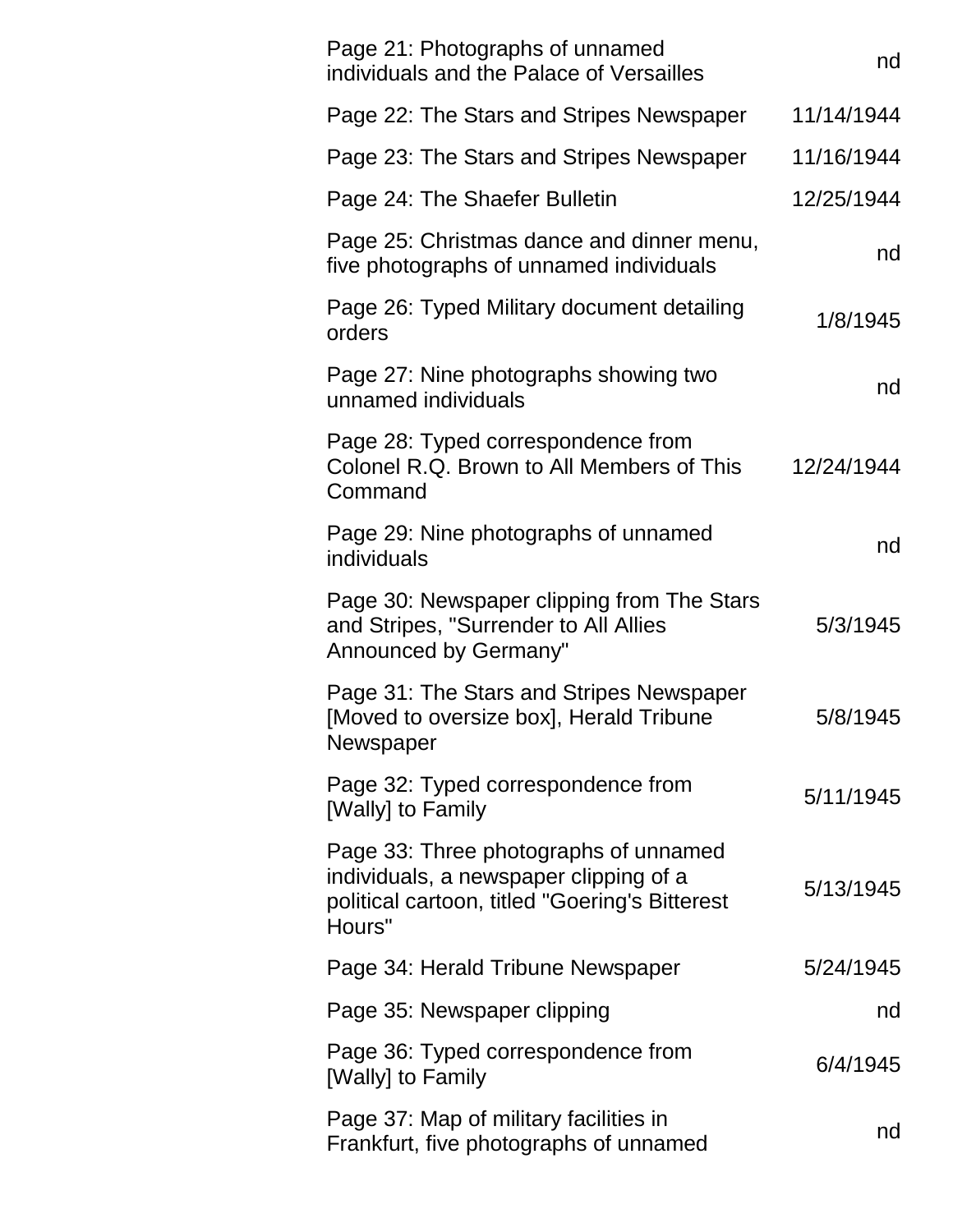| | |
|---|---|
| Page 21: Photographs of unnamed individuals and the Palace of Versailles | nd |
| Page 22: The Stars and Stripes Newspaper | 11/14/1944 |
| Page 23: The Stars and Stripes Newspaper | 11/16/1944 |
| Page 24: The Shaefer Bulletin | 12/25/1944 |
| Page 25: Christmas dance and dinner menu, five photographs of unnamed individuals | nd |
| Page 26: Typed Military document detailing orders | 1/8/1945 |
| Page 27: Nine photographs showing two unnamed individuals | nd |
| Page 28: Typed correspondence from Colonel R.Q. Brown to All Members of This Command | 12/24/1944 |
| Page 29: Nine photographs of unnamed individuals | nd |
| Page 30: Newspaper clipping from The Stars and Stripes, "Surrender to All Allies Announced by Germany" | 5/3/1945 |
| Page 31: The Stars and Stripes Newspaper [Moved to oversize box], Herald Tribune Newspaper | 5/8/1945 |
| Page 32: Typed correspondence from [Wally] to Family | 5/11/1945 |
| Page 33: Three photographs of unnamed individuals, a newspaper clipping of a political cartoon, titled "Goering's Bitterest Hours" | 5/13/1945 |
| Page 34: Herald Tribune Newspaper | 5/24/1945 |
| Page 35: Newspaper clipping | nd |
| Page 36: Typed correspondence from [Wally] to Family | 6/4/1945 |
| Page 37: Map of military facilities in Frankfurt, five photographs of unnamed | nd |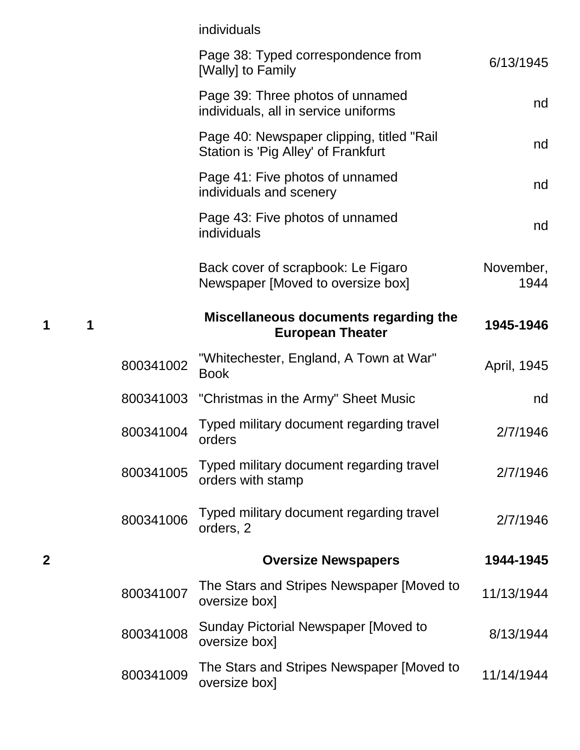| Box | Folder | Item ID | Description | Date |
|---|---|---|---|---|
| | | | individuals | |
| | | | Page 38: Typed correspondence from [Wally] to Family | 6/13/1945 |
| | | | Page 39: Three photos of unnamed individuals, all in service uniforms | nd |
| | | | Page 40: Newspaper clipping, titled "Rail Station is 'Pig Alley' of Frankfurt | nd |
| | | | Page 41: Five photos of unnamed individuals and scenery | nd |
| | | | Page 43: Five photos of unnamed individuals | nd |
| | | | Back cover of scrapbook: Le Figaro Newspaper [Moved to oversize box] | November, 1944 |
| **1** | **1** | | **Miscellaneous documents regarding the European Theater** | **1945-1946** |
| | | 800341002 | "Whitechester, England, A Town at War" Book | April, 1945 |
| | | 800341003 | "Christmas in the Army" Sheet Music | nd |
| | | 800341004 | Typed military document regarding travel orders | 2/7/1946 |
| | | 800341005 | Typed military document regarding travel orders with stamp | 2/7/1946 |
| | | 800341006 | Typed military document regarding travel orders, 2 | 2/7/1946 |
| **2** | | | **Oversize Newspapers** | **1944-1945** |
| | | 800341007 | The Stars and Stripes Newspaper [Moved to oversize box] | 11/13/1944 |
| | | 800341008 | Sunday Pictorial Newspaper [Moved to oversize box] | 8/13/1944 |
| | | 800341009 | The Stars and Stripes Newspaper [Moved to oversize box] | 11/14/1944 |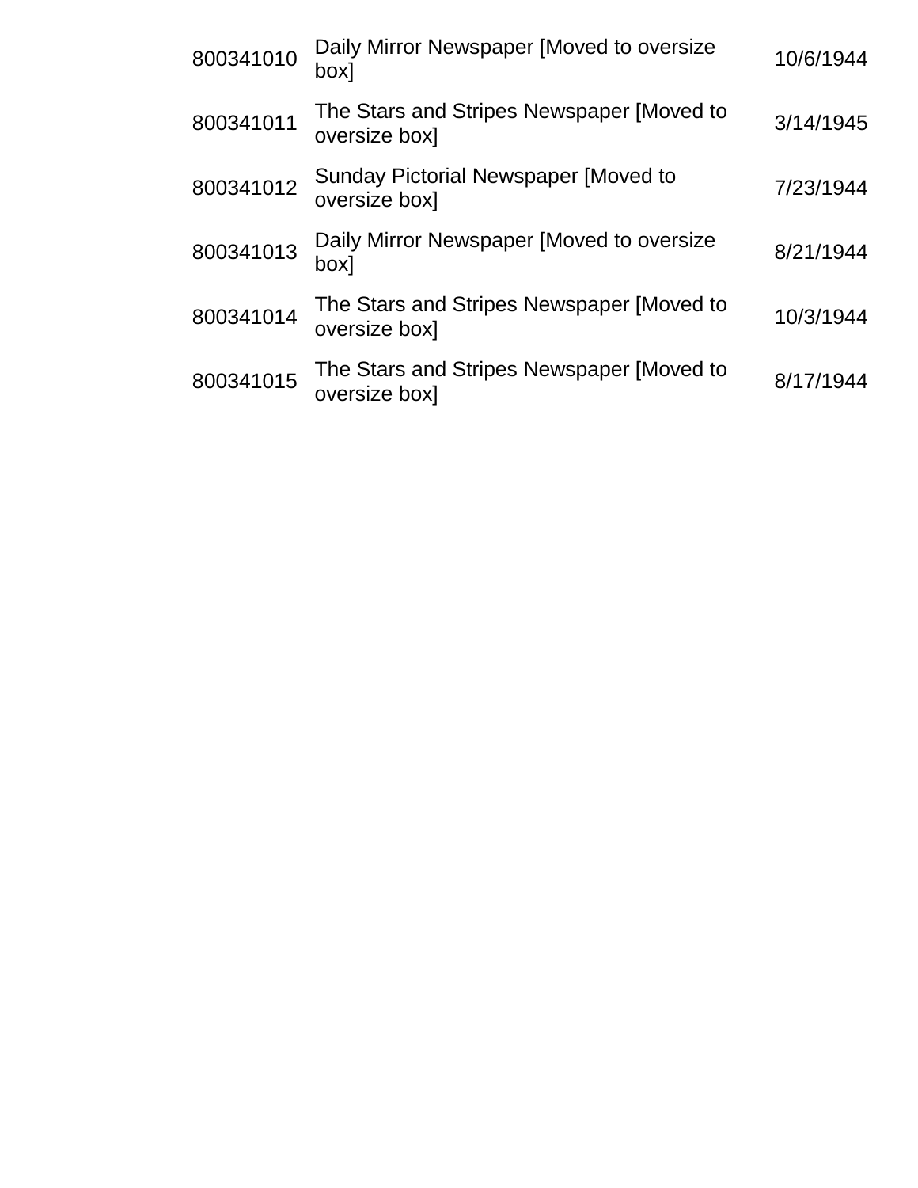| | | |
|---|---|---|
| 800341010 | Daily Mirror Newspaper [Moved to oversize box] | 10/6/1944 |
| 800341011 | The Stars and Stripes Newspaper [Moved to oversize box] | 3/14/1945 |
| 800341012 | Sunday Pictorial Newspaper [Moved to oversize box] | 7/23/1944 |
| 800341013 | Daily Mirror Newspaper [Moved to oversize box] | 8/21/1944 |
| 800341014 | The Stars and Stripes Newspaper [Moved to oversize box] | 10/3/1944 |
| 800341015 | The Stars and Stripes Newspaper [Moved to oversize box] | 8/17/1944 |